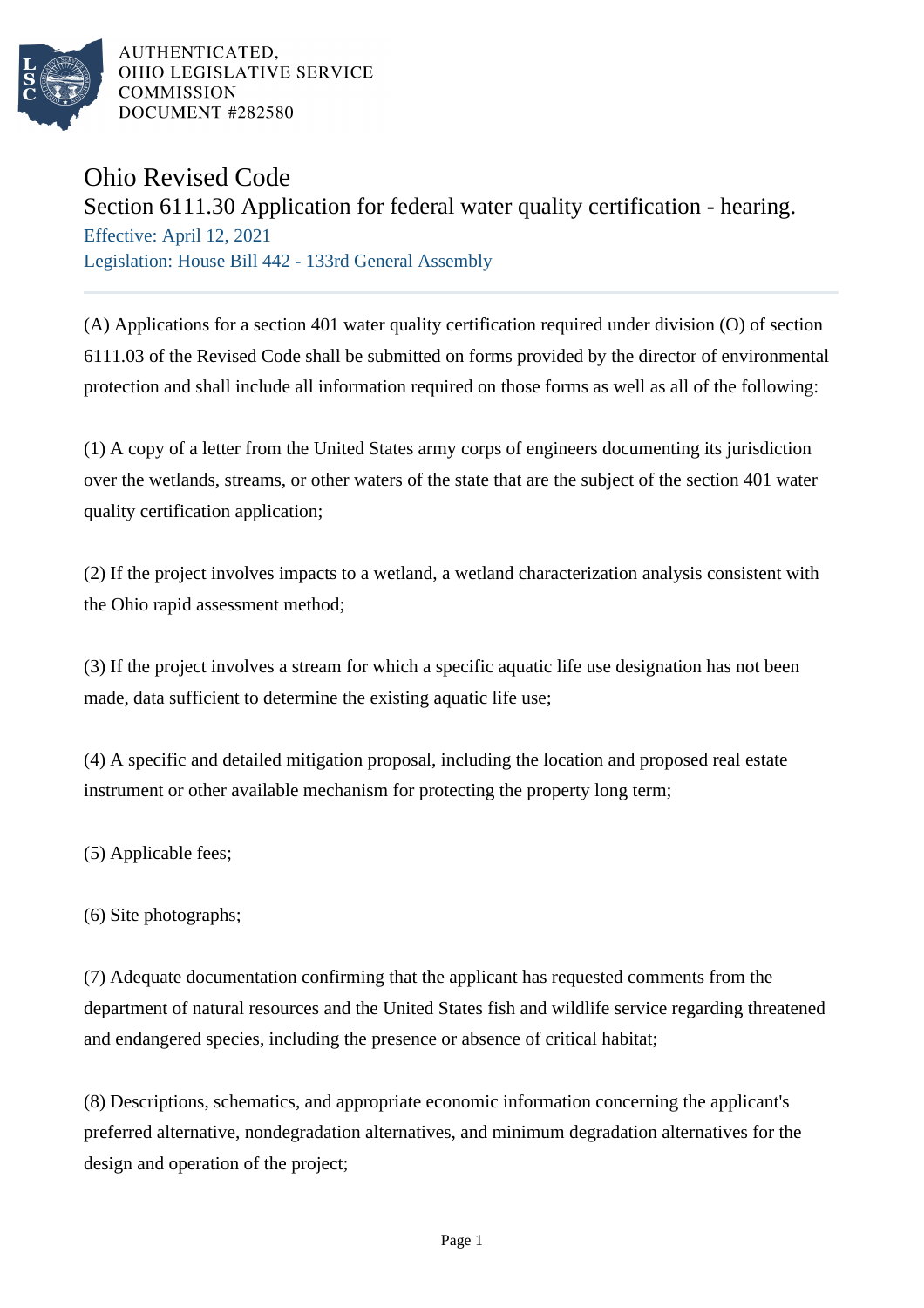AUTHENTICATED,
OHIO LEGISLATIVE SERVICE
COMMISSION
DOCUMENT #282580

# Ohio Revised Code

## Section 6111.30 Application for federal water quality certification - hearing.

Effective: April 12, 2021
Legislation: House Bill 442 - 133rd General Assembly

(A) Applications for a section 401 water quality certification required under division (O) of section 6111.03 of the Revised Code shall be submitted on forms provided by the director of environmental protection and shall include all information required on those forms as well as all of the following:

(1) A copy of a letter from the United States army corps of engineers documenting its jurisdiction over the wetlands, streams, or other waters of the state that are the subject of the section 401 water quality certification application;

(2) If the project involves impacts to a wetland, a wetland characterization analysis consistent with the Ohio rapid assessment method;

(3) If the project involves a stream for which a specific aquatic life use designation has not been made, data sufficient to determine the existing aquatic life use;

(4) A specific and detailed mitigation proposal, including the location and proposed real estate instrument or other available mechanism for protecting the property long term;

(5) Applicable fees;

(6) Site photographs;

(7) Adequate documentation confirming that the applicant has requested comments from the department of natural resources and the United States fish and wildlife service regarding threatened and endangered species, including the presence or absence of critical habitat;

(8) Descriptions, schematics, and appropriate economic information concerning the applicant's preferred alternative, nondegradation alternatives, and minimum degradation alternatives for the design and operation of the project;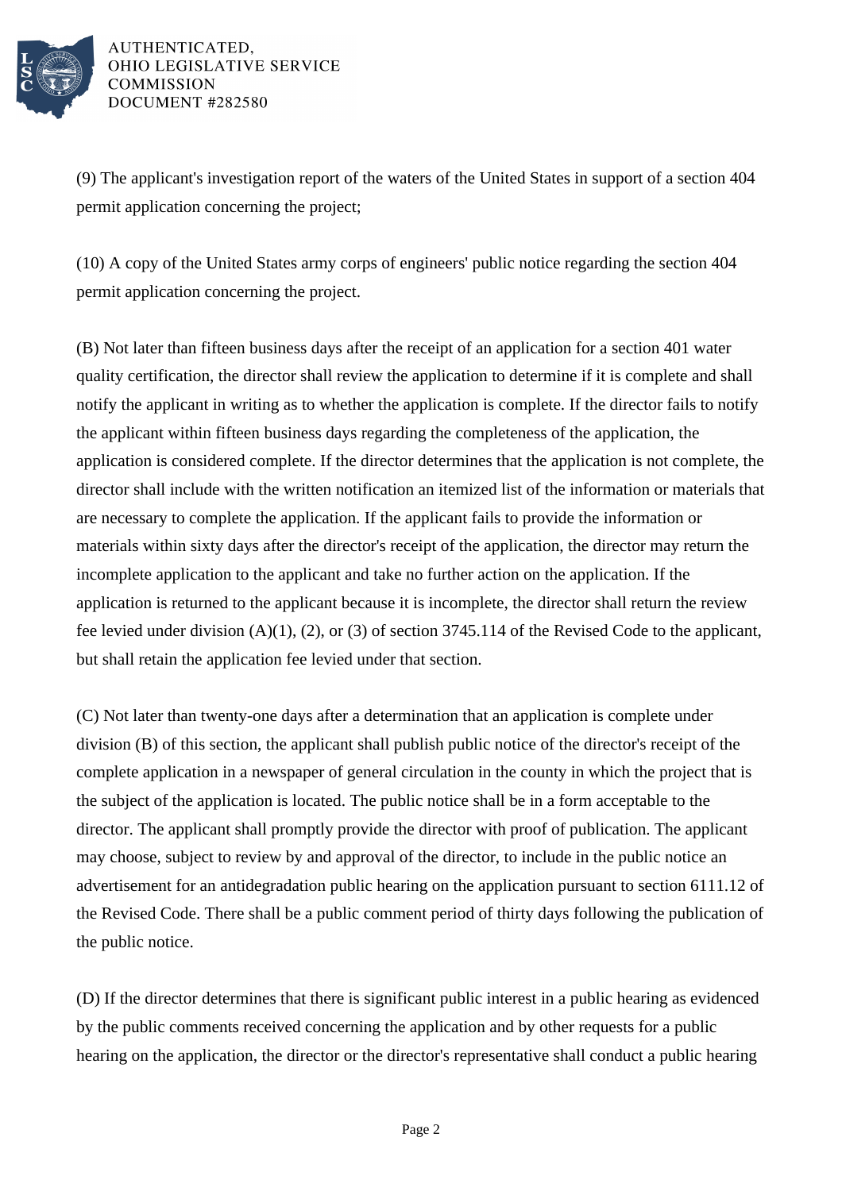(9) The applicant's investigation report of the waters of the United States in support of a section 404 permit application concerning the project;

(10) A copy of the United States army corps of engineers' public notice regarding the section 404 permit application concerning the project.

(B) Not later than fifteen business days after the receipt of an application for a section 401 water quality certification, the director shall review the application to determine if it is complete and shall notify the applicant in writing as to whether the application is complete. If the director fails to notify the applicant within fifteen business days regarding the completeness of the application, the application is considered complete. If the director determines that the application is not complete, the director shall include with the written notification an itemized list of the information or materials that are necessary to complete the application. If the applicant fails to provide the information or materials within sixty days after the director's receipt of the application, the director may return the incomplete application to the applicant and take no further action on the application. If the application is returned to the applicant because it is incomplete, the director shall return the review fee levied under division (A)(1), (2), or (3) of section 3745.114 of the Revised Code to the applicant, but shall retain the application fee levied under that section.

(C) Not later than twenty-one days after a determination that an application is complete under division (B) of this section, the applicant shall publish public notice of the director's receipt of the complete application in a newspaper of general circulation in the county in which the project that is the subject of the application is located. The public notice shall be in a form acceptable to the director. The applicant shall promptly provide the director with proof of publication. The applicant may choose, subject to review by and approval of the director, to include in the public notice an advertisement for an antidegradation public hearing on the application pursuant to section 6111.12 of the Revised Code. There shall be a public comment period of thirty days following the publication of the public notice.

(D) If the director determines that there is significant public interest in a public hearing as evidenced by the public comments received concerning the application and by other requests for a public hearing on the application, the director or the director's representative shall conduct a public hearing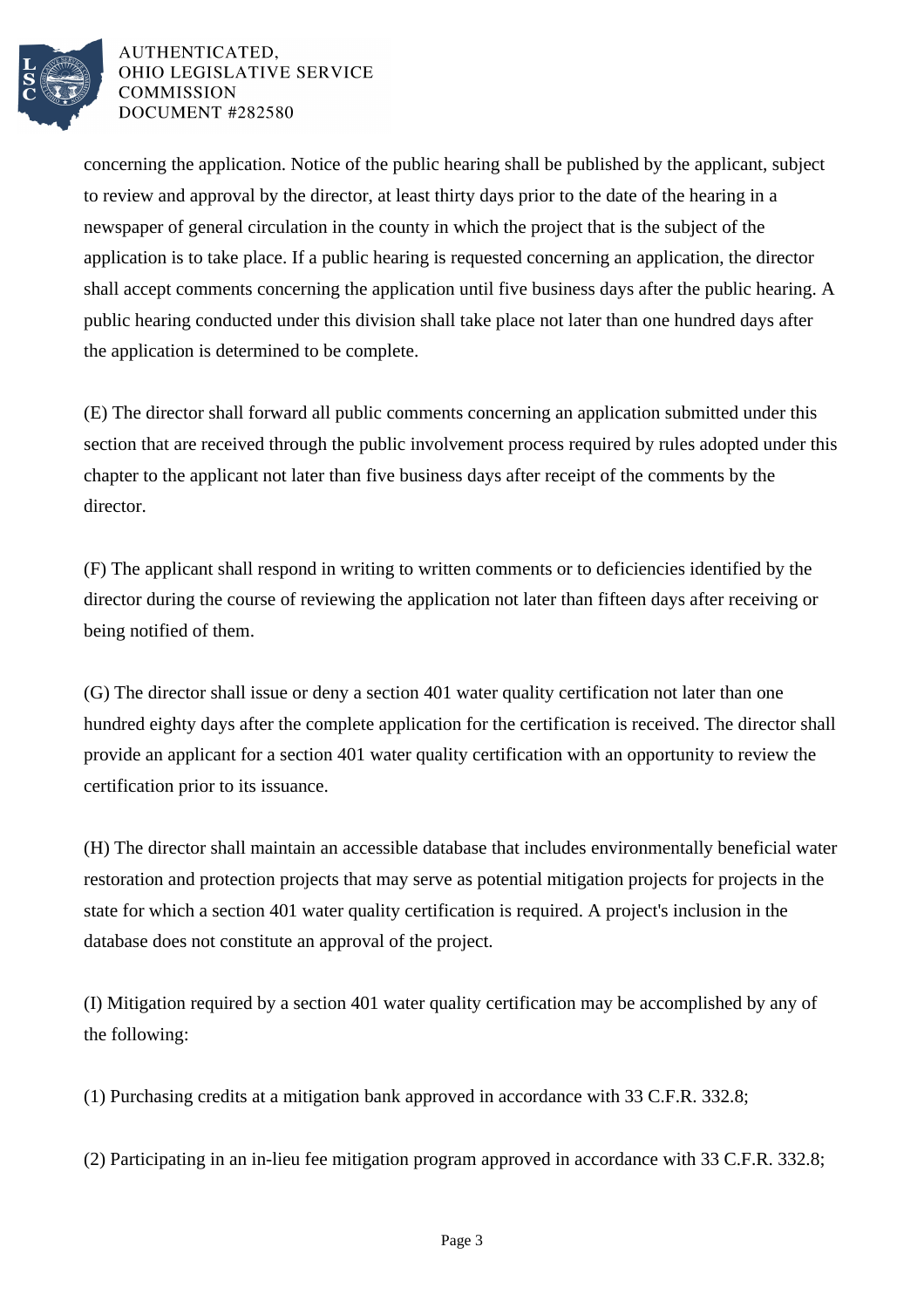concerning the application. Notice of the public hearing shall be published by the applicant, subject to review and approval by the director, at least thirty days prior to the date of the hearing in a newspaper of general circulation in the county in which the project that is the subject of the application is to take place. If a public hearing is requested concerning an application, the director shall accept comments concerning the application until five business days after the public hearing. A public hearing conducted under this division shall take place not later than one hundred days after the application is determined to be complete.

(E) The director shall forward all public comments concerning an application submitted under this section that are received through the public involvement process required by rules adopted under this chapter to the applicant not later than five business days after receipt of the comments by the director.

(F) The applicant shall respond in writing to written comments or to deficiencies identified by the director during the course of reviewing the application not later than fifteen days after receiving or being notified of them.

(G) The director shall issue or deny a section 401 water quality certification not later than one hundred eighty days after the complete application for the certification is received. The director shall provide an applicant for a section 401 water quality certification with an opportunity to review the certification prior to its issuance.

(H) The director shall maintain an accessible database that includes environmentally beneficial water restoration and protection projects that may serve as potential mitigation projects for projects in the state for which a section 401 water quality certification is required. A project's inclusion in the database does not constitute an approval of the project.

(I) Mitigation required by a section 401 water quality certification may be accomplished by any of the following:

(1) Purchasing credits at a mitigation bank approved in accordance with 33 C.F.R. 332.8;

(2) Participating in an in-lieu fee mitigation program approved in accordance with 33 C.F.R. 332.8;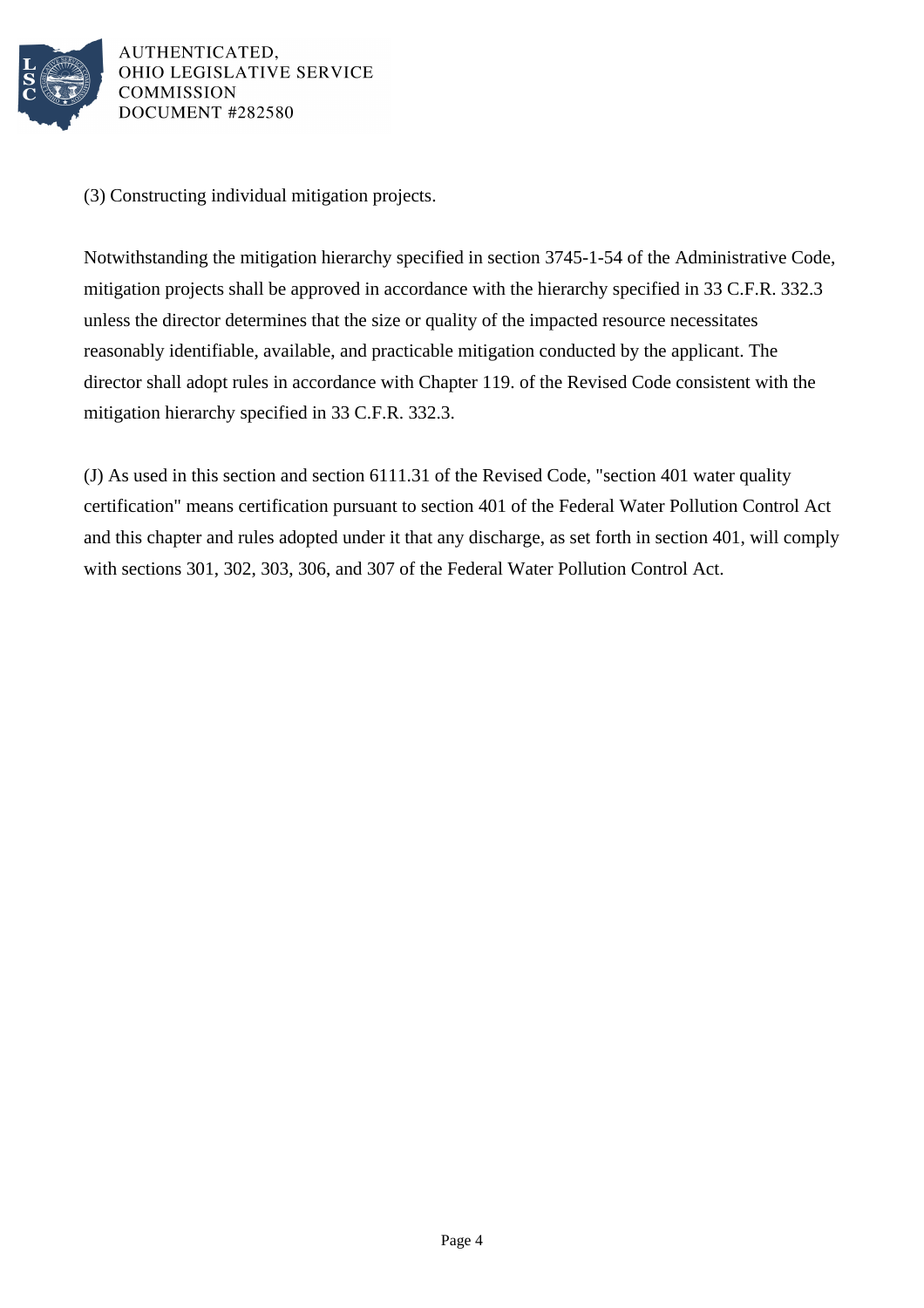(3) Constructing individual mitigation projects.

Notwithstanding the mitigation hierarchy specified in section 3745-1-54 of the Administrative Code, mitigation projects shall be approved in accordance with the hierarchy specified in 33 C.F.R. 332.3 unless the director determines that the size or quality of the impacted resource necessitates reasonably identifiable, available, and practicable mitigation conducted by the applicant. The director shall adopt rules in accordance with Chapter 119. of the Revised Code consistent with the mitigation hierarchy specified in 33 C.F.R. 332.3.

(J) As used in this section and section 6111.31 of the Revised Code, "section 401 water quality certification" means certification pursuant to section 401 of the Federal Water Pollution Control Act and this chapter and rules adopted under it that any discharge, as set forth in section 401, will comply with sections 301, 302, 303, 306, and 307 of the Federal Water Pollution Control Act.